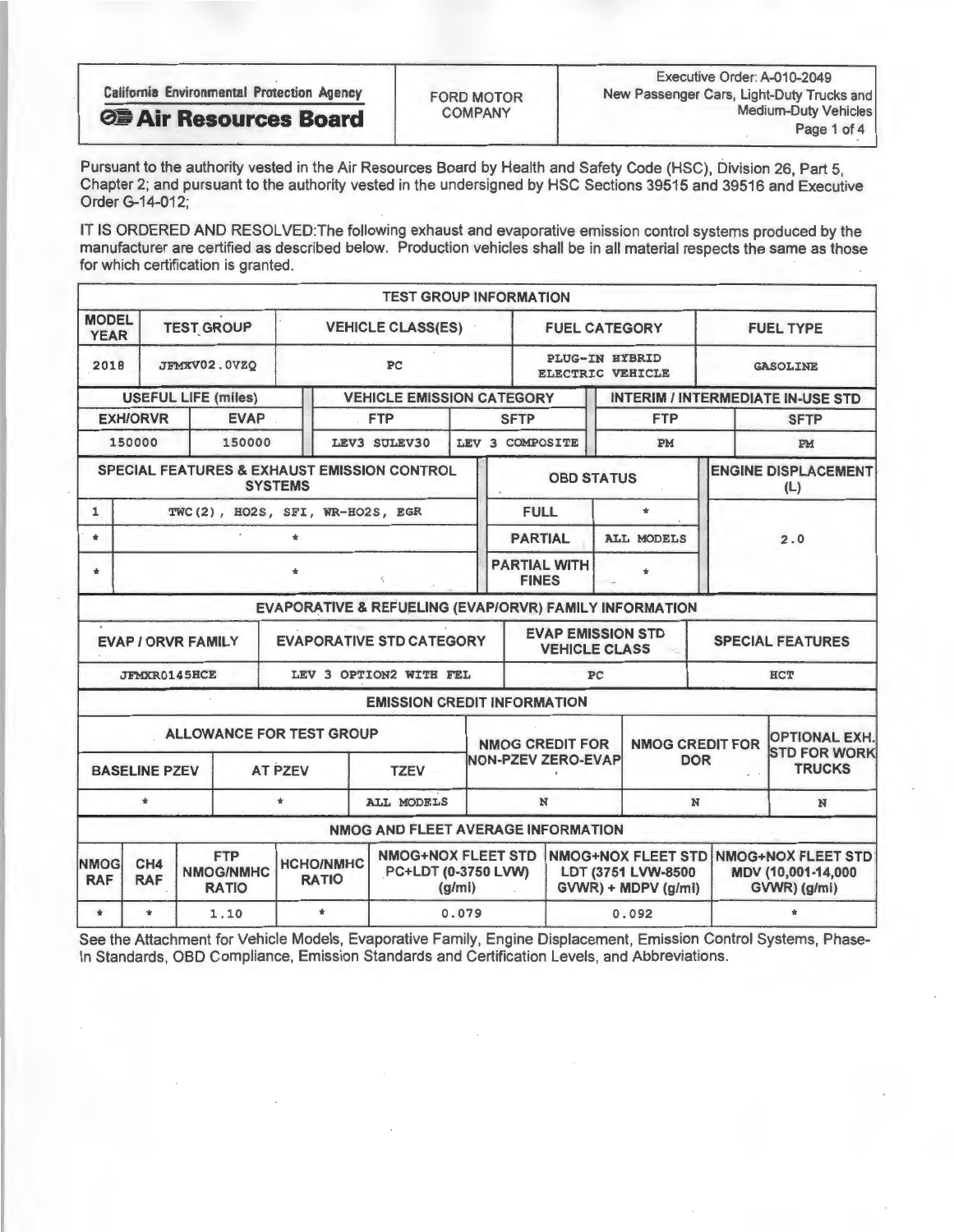| California Environmental Protection Agency **Air Resources Board** | FORD MOTOR COMPANY | Executive Order: A-010-2049 New Passenger Cars, Light-Duty Trucks and Medium-Duty Vehicles |
|---|---|---|

Pursuant to the authority vested in the Air Resources Board by Health and Safety Code (HSC), Division 26, Part 5, Chapter 2; and pursuant to the authority vested in the undersigned by HSC Sections 39515 and 39516 and Executive Order G-14-012;

IT IS ORDERED AND RESOLVED:The following exhaust and evaporative emission control systems produced by the manufacturer are certified as described below. Production vehicles shall be in all material respects the same as those for which certification is granted.

**TEST GROUP INFORMATION**

| MODEL YEAR | TEST GROUP | VEHICLE CLASS(ES) | FUEL CATEGORY | FUEL TYPE |
|---|---|---|---|---|
| 2018 | JFMXV02.0VZQ | PC | PLUG-IN HYBRID ELECTRIC VEHICLE | GASOLINE |

| USEFUL LIFE (miles) | | VEHICLE EMISSION CATEGORY | | INTERIM / INTERMEDIATE IN-USE STD | |
|---|---|---|---|---|---|
| EXH/ORVR | EVAP | FTP | SFTP | FTP | SFTP |
| 150000 | 150000 | LEV3 SULEV30 | LEV 3 COMPOSITE | PM | PM |

| SPECIAL FEATURES & EXHAUST EMISSION CONTROL SYSTEMS | | OBD STATUS | | ENGINE DISPLACEMENT (L) |
|---|---|---|---|---|
| 1 | TWC(2), HO2S, SFI, WR-HO2S, EGR | FULL | * | 2.0 |
| * | * | PARTIAL | ALL MODELS | |
| * | * | PARTIAL WITH FINES | * | |

**EVAPORATIVE & REFUELING (EVAP/ORVR) FAMILY INFORMATION**

| EVAP / ORVR FAMILY | EVAPORATIVE STD CATEGORY | EVAP EMISSION STD VEHICLE CLASS | SPECIAL FEATURES |
|---|---|---|---|
| JFMXR0145HCE | LEV 3 OPTION2 WITH FEL | PC | HCT |

**EMISSION CREDIT INFORMATION**

| ALLOWANCE FOR TEST GROUP | | | NMOG CREDIT FOR NON-PZEV ZERO-EVAP | NMOG CREDIT FOR DOR | OPTIONAL EXH. STD FOR WORK TRUCKS |
|---|---|---|---|---|---|
| BASELINE PZEV | AT PZEV | TZEV | | | |
| * | * | ALL MODELS | N | N | N |

**NMOG AND FLEET AVERAGE INFORMATION**

| NMOG RAF | CH4 RAF | FTP NMOG/NMHC RATIO | HCHO/NMHC RATIO | NMOG+NOX FLEET STD PC+LDT (0-3750 LVW) (g/mi) | NMOG+NOX FLEET STD LDT (3751 LVW-8500 GVWR) + MDPV (g/mi) | NMOG+NOX FLEET STD MDV (10,001-14,000 GVWR) (g/mi) |
|---|---|---|---|---|---|---|
| * | * | 1.10 | * | 0.079 | 0.092 | * |

See the Attachment for Vehicle Models, Evaporative Family, Engine Displacement, Emission Control Systems, Phase-In Standards, OBD Compliance, Emission Standards and Certification Levels, and Abbreviations.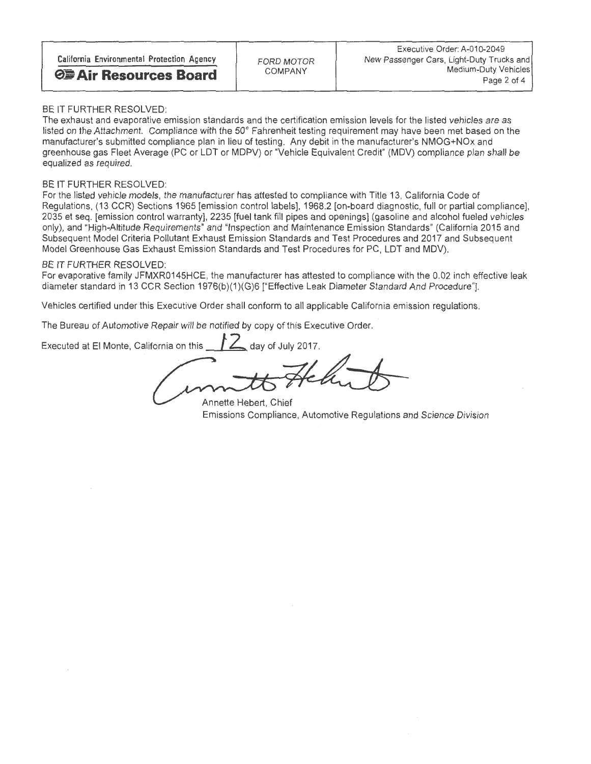BE IT FURTHER RESOLVED:
The exhaust and evaporative emission standards and the certification emission levels for the listed vehicles are as listed on the Attachment. Compliance with the 50° Fahrenheit testing requirement may have been met based on the manufacturer's submitted compliance plan in lieu of testing. Any debit in the manufacturer's NMOG+NOx and greenhouse gas Fleet Average (PC or LDT or MDPV) or "Vehicle Equivalent Credit" (MDV) compliance plan shall be equalized as required.

BE IT FURTHER RESOLVED:
For the listed vehicle models, the manufacturer has attested to compliance with Title 13, California Code of Regulations, (13 CCR) Sections 1965 [emission control labels], 1968.2 [on-board diagnostic, full or partial compliance], 2035 et seq. [emission control warranty], 2235 [fuel tank fill pipes and openings] (gasoline and alcohol fueled vehicles only), and "High-Altitude Requirements" and "Inspection and Maintenance Emission Standards" (California 2015 and Subsequent Model Criteria Pollutant Exhaust Emission Standards and Test Procedures and 2017 and Subsequent Model Greenhouse Gas Exhaust Emission Standards and Test Procedures for PC, LDT and MDV).

BE IT FURTHER RESOLVED:
For evaporative family JFMXR0145HCE, the manufacturer has attested to compliance with the 0.02 inch effective leak diameter standard in 13 CCR Section 1976(b)(1)(G)6 ["Effective Leak Diameter Standard And Procedure"].

Vehicles certified under this Executive Order shall conform to all applicable California emission regulations.

The Bureau of Automotive Repair will be notified by copy of this Executive Order.

Executed at El Monte, California on this 12 day of July 2017.

Annette Hebert, Chief
Emissions Compliance, Automotive Regulations and Science Division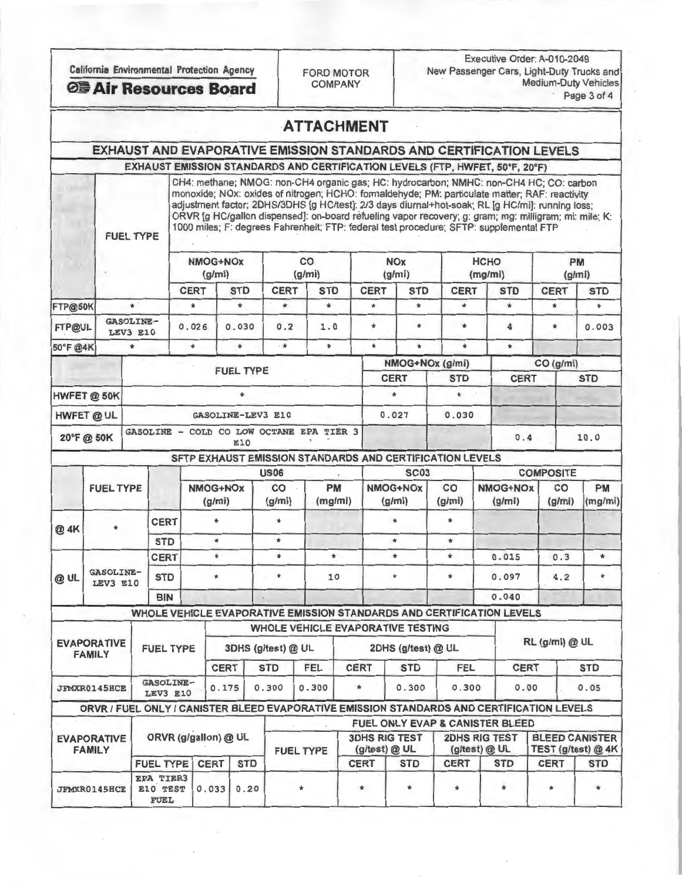| California Environmental Protection Agency **Air Resources Board** | FORD MOTOR COMPANY | Executive Order: A-010-2049 New Passenger Cars, Light-Duty Trucks and Medium-Duty Vehicles |
|---|---|---|

# ATTACHMENT

## EXHAUST AND EVAPORATIVE EMISSION STANDARDS AND CERTIFICATION LEVELS

### EXHAUST EMISSION STANDARDS AND CERTIFICATION LEVELS (FTP, HWFET, 50°F, 20°F)

CH4: methane; NMOG: non-CH4 organic gas; HC: hydrocarbon; NMHC: non-CH4 HC; CO: carbon monoxide; NOx: oxides of nitrogen; HCHO: formaldehyde; PM: particulate matter; RAF: reactivity adjustment factor; 2DHS/3DHS [g HC/test]: 2/3 days diurnal+hot-soak; RL [g HC/mi]: running loss; ORVR [g HC/gallon dispensed]: on-board refueling vapor recovery; g: gram; mg: milligram; mi: mile; K: 1000 miles; F: degrees Fahrenheit; FTP: federal test procedure; SFTP: supplemental FTP

| | FUEL TYPE | NMOG+NOx (g/mi) | | CO (g/mi) | | NOx (g/mi) | | HCHO (mg/mi) | | PM (g/mi) | |
|---|---|---|---|---|---|---|---|---|---|---|---|
| | | CERT | STD | CERT | STD | CERT | STD | CERT | STD | CERT | STD |
| FTP@50K | * | * | * | * | * | * | * | * | * | * | * |
| FTP@UL | GASOLINE-LEV3 E10 | 0.026 | 0.030 | 0.2 | 1.0 | * | * | * | 4 | * | 0.003 |
| 50°F @4K | * | * | * | * | * | * | * | * | * | | |

| | FUEL TYPE | NMOG+NOx (g/mi) | | CO (g/mi) | |
|---|---|---|---|---|---|
| | | CERT | STD | CERT | STD |
| HWFET @ 50K | * | * | * | | |
| HWFET @ UL | GASOLINE-LEV3 E10 | 0.027 | 0.030 | | |
| 20°F @ 50K | GASOLINE - COLD CO LOW OCTANE EPA TIER 3 E10 | | | 0.4 | 10.0 |

### SFTP EXHAUST EMISSION STANDARDS AND CERTIFICATION LEVELS

| | FUEL TYPE | | US06 | | | SC03 | | COMPOSITE | | |
|---|---|---|---|---|---|---|---|---|---|---|
| | | | NMOG+NOx (g/mi) | CO (g/mi) | PM (mg/mi) | NMOG+NOx (g/mi) | CO (g/mi) | NMOG+NOx (g/mi) | CO (g/mi) | PM (mg/mi) |
| @ 4K | * | CERT | * | * | | * | * | | | |
| | | STD | * | * | | * | * | | | |
| @ UL | GASOLINE-LEV3 E10 | CERT | * | * | * | * | * | 0.015 | 0.3 | * |
| | | STD | * | * | 10 | * | * | 0.097 | 4.2 | * |
| | | BIN | | | | | | 0.040 | | |

### WHOLE VEHICLE EVAPORATIVE EMISSION STANDARDS AND CERTIFICATION LEVELS

| EVAPORATIVE FAMILY | FUEL TYPE | WHOLE VEHICLE EVAPORATIVE TESTING | | | | | | RL (g/mi) @ UL | |
|---|---|---|---|---|---|---|---|---|---|
| | | 3DHS (g/test) @ UL | | | 2DHS (g/test) @ UL | | | | |
| | | CERT | STD | FEL | CERT | STD | FEL | CERT | STD |
| JFMXR0145HCE | GASOLINE-LEV3 E10 | 0.175 | 0.300 | 0.300 | * | 0.300 | 0.300 | 0.00 | 0.05 |

### ORVR / FUEL ONLY / CANISTER BLEED EVAPORATIVE EMISSION STANDARDS AND CERTIFICATION LEVELS

| EVAPORATIVE FAMILY | ORVR (g/gallon) @ UL | | | FUEL ONLY EVAP & CANISTER BLEED | | | | | | |
|---|---|---|---|---|---|---|---|---|---|---|
| | | | | FUEL TYPE | 3DHS RIG TEST (g/test) @ UL | | 2DHS RIG TEST (g/test) @ UL | | BLEED CANISTER TEST (g/test) @ 4K | |
| | FUEL TYPE | CERT | STD | | CERT | STD | CERT | STD | CERT | STD |
| JFMXR0145HCE | EPA TIER3 E10 TEST FUEL | 0.033 | 0.20 | * | * | * | * | * | * | * |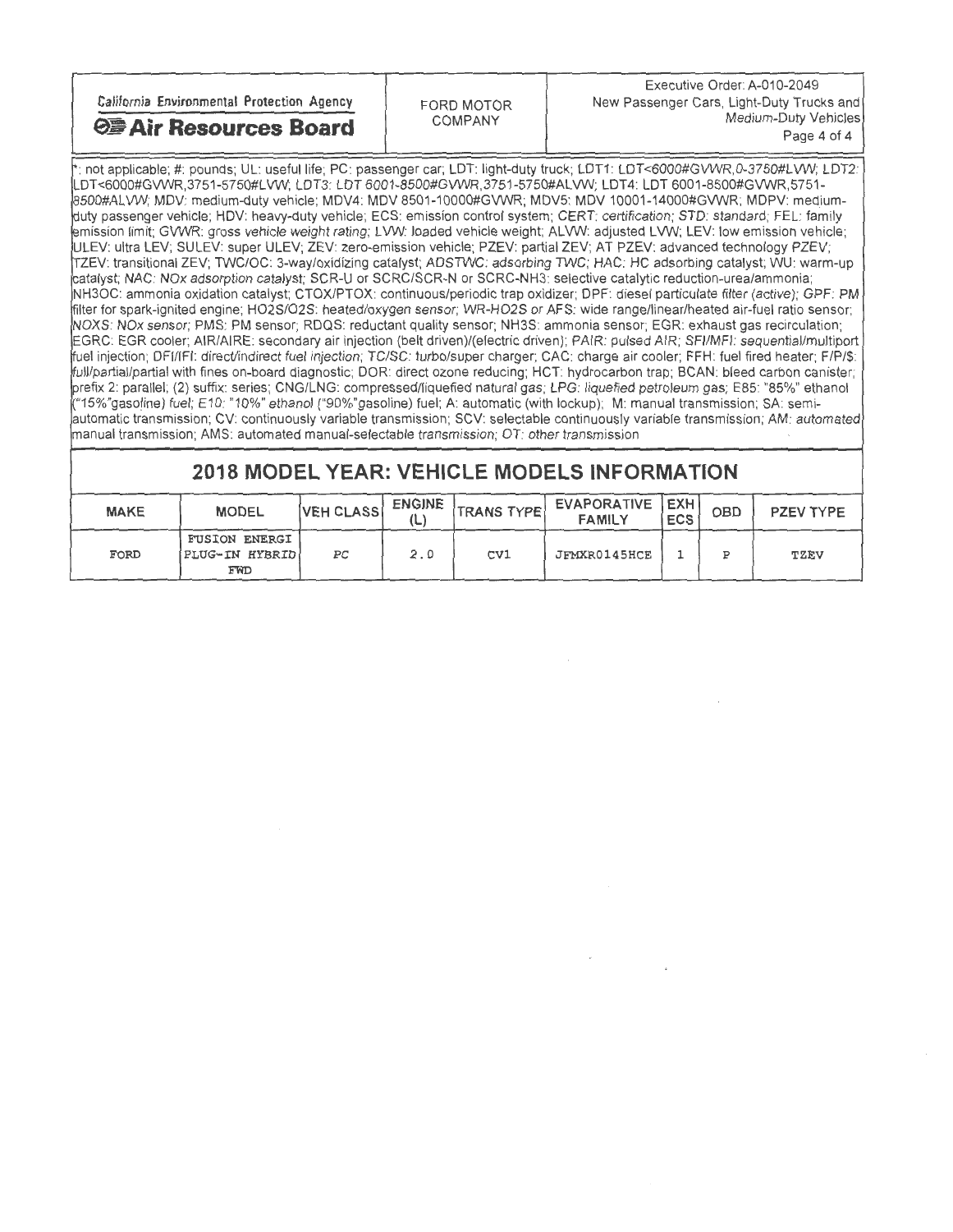*: not applicable; #: pounds; UL: useful life; PC: passenger car; LDT: light-duty truck; LDT1: LDT<6000#GVWR,0-3750#LVW; LDT2: LDT<6000#GVWR,3751-5750#LVW; LDT3: LDT 6001-8500#GVWR,3751-5750#ALVW; LDT4: LDT 6001-8500#GVWR,5751-8500#ALVW; MDV: medium-duty vehicle; MDV4: MDV 8501-10000#GVWR; MDV5: MDV 10001-14000#GVWR; MDPV: medium-duty passenger vehicle; HDV: heavy-duty vehicle; ECS: emission control system; CERT: certification; STD: standard; FEL: family emission limit; GVWR: gross vehicle weight rating; LVW: loaded vehicle weight; ALVW: adjusted LVW; LEV: low emission vehicle; ULEV: ultra LEV; SULEV: super ULEV; ZEV: zero-emission vehicle; PZEV: partial ZEV; AT PZEV: advanced technology PZEV; TZEV: transitional ZEV; TWC/OC: 3-way/oxidizing catalyst; ADSTWC: adsorbing TWC; HAC: HC adsorbing catalyst; WU: warm-up catalyst; NAC: NOx adsorption catalyst; SCR-U or SCRC/SCR-N or SCRC-NH3: selective catalytic reduction-urea/ammonia; NH3OC: ammonia oxidation catalyst; CTOX/PTOX: continuous/periodic trap oxidizer; DPF: diesel particulate filter (active); GPF: PM filter for spark-ignited engine; HO2S/O2S: heated/oxygen sensor; WR-HO2S or AFS: wide range/linear/heated air-fuel ratio sensor; NOXS: NOx sensor; PMS: PM sensor; RDQS: reductant quality sensor; NH3S: ammonia sensor; EGR: exhaust gas recirculation; EGRC: EGR cooler; AIR/AIRE: secondary air injection (belt driven)/(electric driven); PAIR: pulsed AIR; SFI/MFI: sequential/multiport fuel injection; DFI/IFI: direct/indirect fuel injection; TC/SC: turbo/super charger; CAC: charge air cooler; FFH: fuel fired heater; F/P/$: full/partial/partial with fines on-board diagnostic; DOR: direct ozone reducing; HCT: hydrocarbon trap; BCAN: bleed carbon canister; prefix 2: parallel; (2) suffix: series; CNG/LNG: compressed/liquefied natural gas; LPG: liquefied petroleum gas; E85: "85%" ethanol ("15%"gasoline) fuel; E10: "10%" ethanol ("90%"gasoline) fuel; A: automatic (with lockup); M: manual transmission; SA: semi-automatic transmission; CV: continuously variable transmission; SCV: selectable continuously variable transmission; AM: automated manual transmission; AMS: automated manual-selectable transmission; OT: other transmission

## 2018 MODEL YEAR: VEHICLE MODELS INFORMATION

| MAKE | MODEL | VEH CLASS | ENGINE (L) | TRANS TYPE | EVAPORATIVE FAMILY | EXH ECS | OBD | PZEV TYPE |
|---|---|---|---|---|---|---|---|---|
| FORD | FUSION ENERGI PLUG-IN HYBRID FWD | PC | 2.0 | CV1 | JFMXR0145HCE | 1 | P | TZEV |